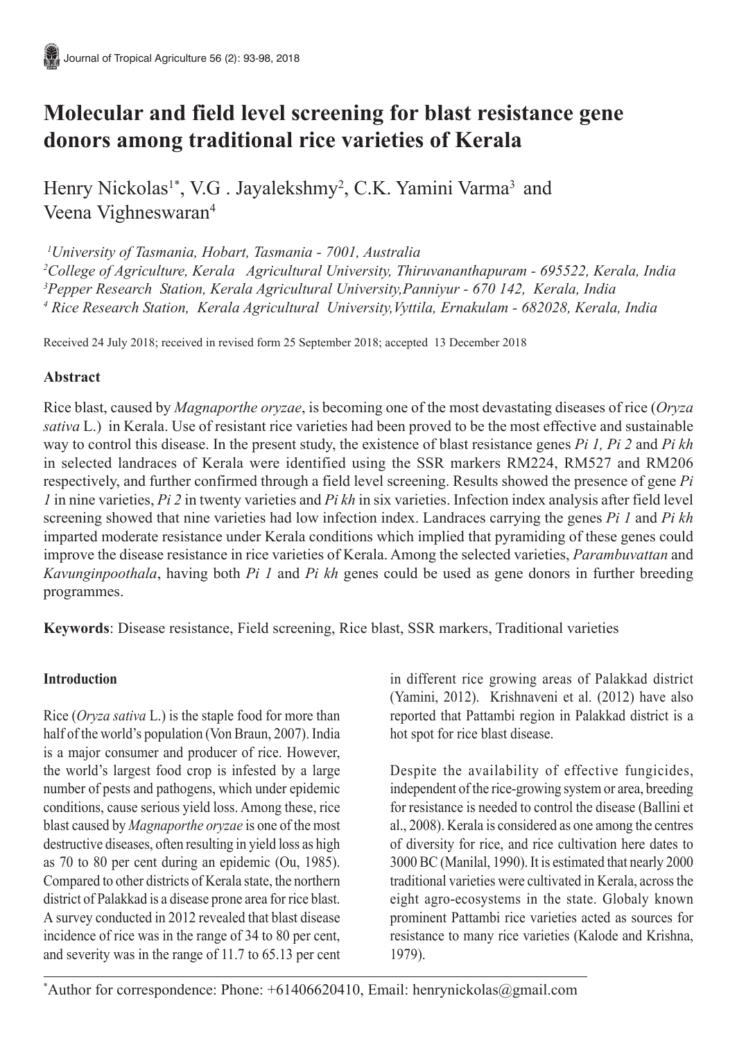# Molecular and field level screening for blast resistance gene donors among traditional rice varieties of Kerala

Henry Nickolas[1*], V.G . Jayalekshmy[2], C.K. Yamini Varma[3] and Veena Vighneswaran[4]

[1]*University of Tasmania, Hobart, Tasmania - 7001, Australia*
[2]*College of Agriculture, Kerala Agricultural University, Thiruvananthapuram - 695522, Kerala, India*
[3]*Pepper Research Station, Kerala Agricultural University,Panniyur - 670 142, Kerala, India*
[4]*Rice Research Station, Kerala Agricultural University,Vyttila, Ernakulam - 682028, Kerala, India*

Received 24 July 2018; received in revised form 25 September 2018; accepted 13 December 2018

## Abstract

Rice blast, caused by *Magnaporthe oryzae*, is becoming one of the most devastating diseases of rice (*Oryza sativa* L.) in Kerala. Use of resistant rice varieties had been proved to be the most effective and sustainable way to control this disease. In the present study, the existence of blast resistance genes *Pi 1, Pi 2* and *Pi kh* in selected landraces of Kerala were identified using the SSR markers RM224, RM527 and RM206 respectively, and further confirmed through a field level screening. Results showed the presence of gene *Pi 1* in nine varieties, *Pi 2* in twenty varieties and *Pi kh* in six varieties. Infection index analysis after field level screening showed that nine varieties had low infection index. Landraces carrying the genes *Pi 1* and *Pi kh* imparted moderate resistance under Kerala conditions which implied that pyramiding of these genes could improve the disease resistance in rice varieties of Kerala. Among the selected varieties, *Parambuvattan* and *Kavunginpoothala*, having both *Pi 1* and *Pi kh* genes could be used as gene donors in further breeding programmes.

**Keywords**: Disease resistance, Field screening, Rice blast, SSR markers, Traditional varieties

## Introduction

Rice (*Oryza sativa* L.) is the staple food for more than half of the world's population (Von Braun, 2007). India is a major consumer and producer of rice. However, the world's largest food crop is infested by a large number of pests and pathogens, which under epidemic conditions, cause serious yield loss. Among these, rice blast caused by *Magnaporthe oryzae* is one of the most destructive diseases, often resulting in yield loss as high as 70 to 80 per cent during an epidemic (Ou, 1985). Compared to other districts of Kerala state, the northern district of Palakkad is a disease prone area for rice blast. A survey conducted in 2012 revealed that blast disease incidence of rice was in the range of 34 to 80 per cent, and severity was in the range of 11.7 to 65.13 per cent in different rice growing areas of Palakkad district (Yamini, 2012). Krishnaveni et al. (2012) have also reported that Pattambi region in Palakkad district is a hot spot for rice blast disease.

Despite the availability of effective fungicides, independent of the rice-growing system or area, breeding for resistance is needed to control the disease (Ballini et al., 2008). Kerala is considered as one among the centres of diversity for rice, and rice cultivation here dates to 3000 BC (Manilal, 1990). It is estimated that nearly 2000 traditional varieties were cultivated in Kerala, across the eight agro-ecosystems in the state. Globaly known prominent Pattambi rice varieties acted as sources for resistance to many rice varieties (Kalode and Krishna, 1979).

[*]Author for correspondence: Phone: +61406620410, Email: henrynickolas@gmail.com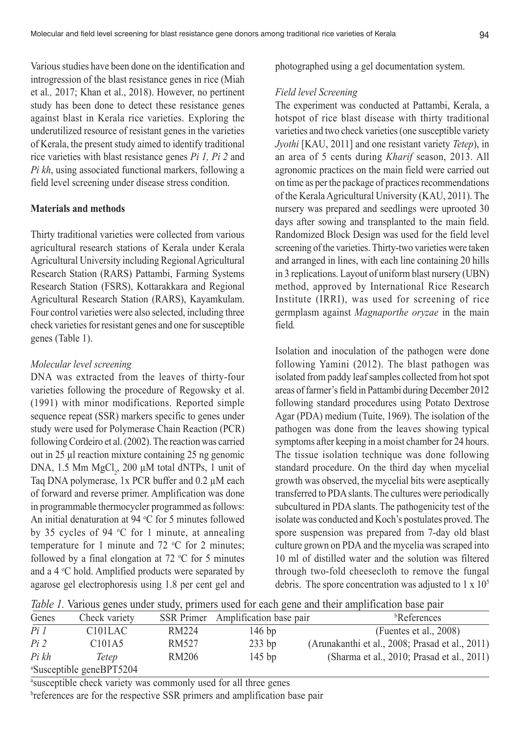Various studies have been done on the identification and introgression of the blast resistance genes in rice (Miah et al*.,* 2017; Khan et al., 2018). However, no pertinent study has been done to detect these resistance genes against blast in Kerala rice varieties. Exploring the underutilized resource of resistant genes in the varieties of Kerala, the present study aimed to identify traditional rice varieties with blast resistance genes *Pi 1, Pi 2* and *Pi kh*, using associated functional markers, following a field level screening under disease stress condition.

**Materials and methods**

Thirty traditional varieties were collected from various agricultural research stations of Kerala under Kerala Agricultural University including Regional Agricultural Research Station (RARS) Pattambi, Farming Systems Research Station (FSRS), Kottarakkara and Regional Agricultural Research Station (RARS), Kayamkulam. Four control varieties were also selected, including three check varieties for resistant genes and one for susceptible genes (Table 1).

*Molecular level screening*

DNA was extracted from the leaves of thirty-four varieties following the procedure of Regowsky et al. (1991) with minor modifications. Reported simple sequence repeat (SSR) markers specific to genes under study were used for Polymerase Chain Reaction (PCR) following Cordeiro et al. (2002). The reaction was carried out in 25 µl reaction mixture containing 25 ng genomic DNA, 1.5 Mm $MgCl_2$, 200 µM total dNTPs, 1 unit of Taq DNA polymerase, 1x PCR buffer and 0.2 µM each of forward and reverse primer. Amplification was done in programmable thermocycler programmed as follows: An initial denaturation at 94 °C for 5 minutes followed by 35 cycles of 94 °C for 1 minute, at annealing temperature for 1 minute and 72 °C for 2 minutes; followed by a final elongation at 72 °C for 5 minutes and a 4 °C hold. Amplified products were separated by agarose gel electrophoresis using 1.8 per cent gel and photographed using a gel documentation system.

*Field level Screening*

The experiment was conducted at Pattambi, Kerala, a hotspot of rice blast disease with thirty traditional varieties and two check varieties (one susceptible variety *Jyothi* [KAU, 2011] and one resistant variety *Tetep*), in an area of 5 cents during *Kharif* season, 2013. All agronomic practices on the main field were carried out on time as per the package of practices recommendations of the Kerala Agricultural University (KAU, 2011). The nursery was prepared and seedlings were uprooted 30 days after sowing and transplanted to the main field. Randomized Block Design was used for the field level screening of the varieties. Thirty-two varieties were taken and arranged in lines, with each line containing 20 hills in 3 replications. Layout of uniform blast nursery (UBN) method, approved by International Rice Research Institute (IRRI), was used for screening of rice germplasm against *Magnaporthe oryzae* in the main field*.*

Isolation and inoculation of the pathogen were done following Yamini (2012). The blast pathogen was isolated from paddy leaf samples collected from hot spot areas of farmer's field in Pattambi during December 2012 following standard procedures using Potato Dextrose Agar (PDA) medium (Tuite, 1969). The isolation of the pathogen was done from the leaves showing typical symptoms after keeping in a moist chamber for 24 hours. The tissue isolation technique was done following standard procedure. On the third day when mycelial growth was observed, the mycelial bits were aseptically transferred to PDA slants. The cultures were periodically subcultured in PDA slants. The pathogenicity test of the isolate was conducted and Koch's postulates proved. The spore suspension was prepared from 7-day old blast culture grown on PDA and the mycelia was scraped into 10 ml of distilled water and the solution was filtered through two-fold cheesecloth to remove the fungal debris. The spore concentration was adjusted to $1 \times 10^5$

*Table 1.* Various genes under study, primers used for each gene and their amplification base pair

| Genes | Check variety | SSR Primer | Amplification base pair | References[b] |
|---|---|---|---|---|
| *Pi 1* | C101LAC | RM224 | 146 bp | (Fuentes et al., 2008) |
| *Pi 2* | C101A5 | RM527 | 233 bp | (Arunakanthi et al., 2008; Prasad et al., 2011) |
| *Pi kh* | *Tetep* | RM206 | 145 bp | (Sharma et al., 2010; Prasad et al., 2011) |
| [a]Susceptible gene | BPT5204 | | | |

[a]susceptible check variety was commonly used for all three genes

[b]references are for the respective SSR primers and amplification base pair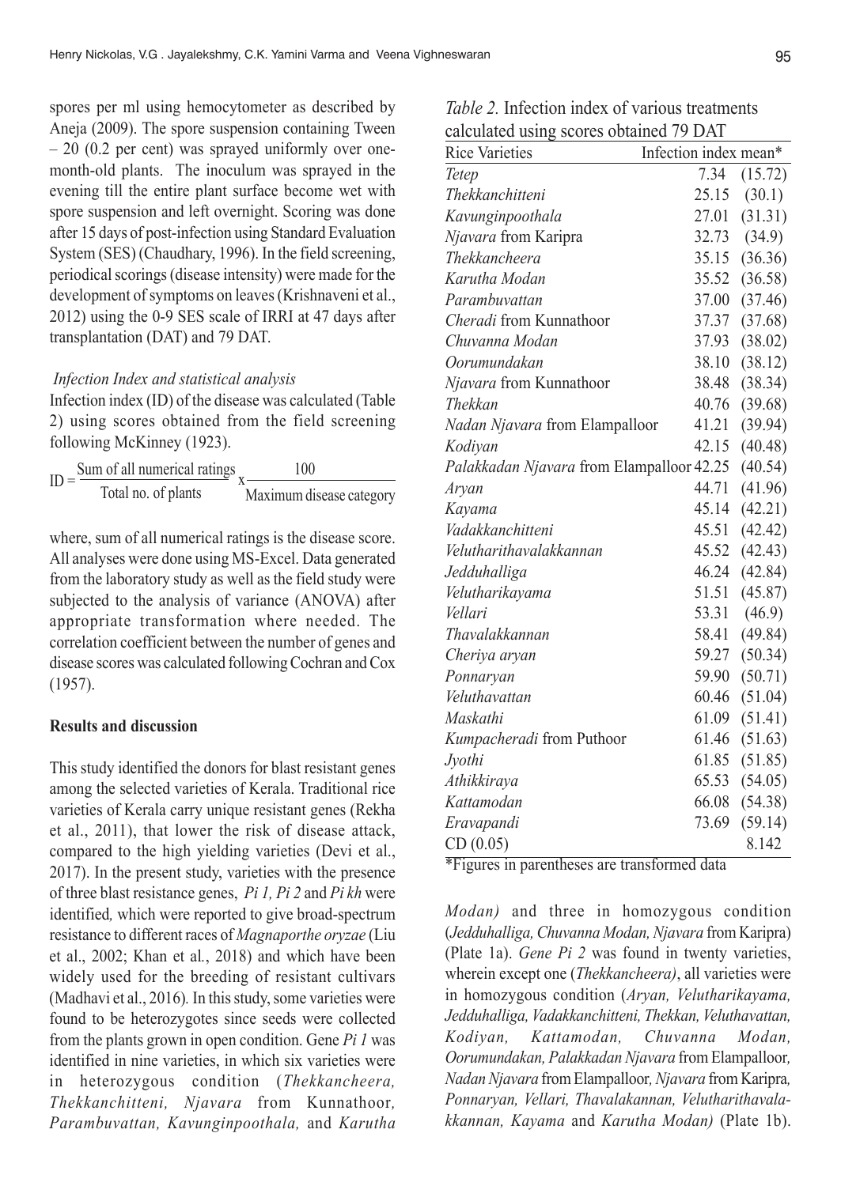spores per ml using hemocytometer as described by Aneja (2009). The spore suspension containing Tween – 20 (0.2 per cent) was sprayed uniformly over one-month-old plants. The inoculum was sprayed in the evening till the entire plant surface become wet with spore suspension and left overnight. Scoring was done after 15 days of post-infection using Standard Evaluation System (SES) (Chaudhary, 1996). In the field screening, periodical scorings (disease intensity) were made for the development of symptoms on leaves (Krishnaveni et al., 2012) using the 0-9 SES scale of IRRI at 47 days after transplantation (DAT) and 79 DAT.

*Infection Index and statistical analysis*

Infection index (ID) of the disease was calculated (Table 2) using scores obtained from the field screening following McKinney (1923).

$$ID = \frac{\text{Sum of all numerical ratings}}{\text{Total no. of plants}} \times \frac{100}{\text{Maximum disease category}}$$

where, sum of all numerical ratings is the disease score. All analyses were done using MS-Excel. Data generated from the laboratory study as well as the field study were subjected to the analysis of variance (ANOVA) after appropriate transformation where needed. The correlation coefficient between the number of genes and disease scores was calculated following Cochran and Cox (1957).

## Results and discussion

This study identified the donors for blast resistant genes among the selected varieties of Kerala. Traditional rice varieties of Kerala carry unique resistant genes (Rekha et al., 2011), that lower the risk of disease attack, compared to the high yielding varieties (Devi et al., 2017). In the present study, varieties with the presence of three blast resistance genes, *Pi 1, Pi 2* and *Pi kh* were identified*,* which were reported to give broad-spectrum resistance to different races of *Magnaporthe oryzae* (Liu et al., 2002; Khan et al*.*, 2018) and which have been widely used for the breeding of resistant cultivars (Madhavi et al., 2016)*.* In this study, some varieties were found to be heterozygotes since seeds were collected from the plants grown in open condition. Gene *Pi 1* was identified in nine varieties, in which six varieties were in heterozygous condition (*Thekkancheera, Thekkanchitteni, Njavara* from Kunnathoor*, Parambuvattan, Kavunginpoothala,* and *Karutha Modan)* and three in homozygous condition (*Jedduhalliga, Chuvanna Modan, Njavara* from Karipra) (Plate 1a). *Gene Pi 2* was found in twenty varieties, wherein except one (*Thekkancheera)*, all varieties were in homozygous condition (*Aryan, Velutharikayama, Jedduhalliga, Vadakkanchitteni, Thekkan, Veluthavattan, Kodiyan, Kattamodan, Chuvanna Modan, Oorumundakan, Palakkadan Njavara* from Elampalloor*, Nadan Njavara* from Elampalloor*, Njavara* from Karipra*, Ponnaryan, Vellari, Thavalakannan, Velutharithavalakkannan, Kayama* and *Karutha Modan)* (Plate 1b).

*Table 2.* Infection index of various treatments calculated using scores obtained 79 DAT

| Rice Varieties | Infection index mean* | |
|---|---|---|
| *Tetep* | 7.34 | (15.72) |
| *Thekkanchitteni* | 25.15 | (30.1) |
| *Kavunginpoothala* | 27.01 | (31.31) |
| *Njavara* from Karipra | 32.73 | (34.9) |
| *Thekkancheera* | 35.15 | (36.36) |
| *Karutha Modan* | 35.52 | (36.58) |
| *Parambuvattan* | 37.00 | (37.46) |
| *Cheradi* from Kunnathoor | 37.37 | (37.68) |
| *Chuvanna Modan* | 37.93 | (38.02) |
| *Oorumundakan* | 38.10 | (38.12) |
| *Njavara* from Kunnathoor | 38.48 | (38.34) |
| *Thekkan* | 40.76 | (39.68) |
| *Nadan Njavara* from Elampalloor | 41.21 | (39.94) |
| *Kodiyan* | 42.15 | (40.48) |
| *Palakkadan Njavara* from Elampalloor | 42.25 | (40.54) |
| *Aryan* | 44.71 | (41.96) |
| *Kayama* | 45.14 | (42.21) |
| *Vadakkanchitteni* | 45.51 | (42.42) |
| *Velutharithavalakkannan* | 45.52 | (42.43) |
| *Jedduhalliga* | 46.24 | (42.84) |
| *Velutharikayama* | 51.51 | (45.87) |
| *Vellari* | 53.31 | (46.9) |
| *Thavalakkannan* | 58.41 | (49.84) |
| *Cheriya aryan* | 59.27 | (50.34) |
| *Ponnaryan* | 59.90 | (50.71) |
| *Veluthavattan* | 60.46 | (51.04) |
| *Maskathi* | 61.09 | (51.41) |
| *Kumpacheradi* from Puthoor | 61.46 | (51.63) |
| *Jyothi* | 61.85 | (51.85) |
| *Athikkiraya* | 65.53 | (54.05) |
| *Kattamodan* | 66.08 | (54.38) |
| *Eravapandi* | 73.69 | (59.14) |
| CD (0.05) | | 8.142 |

*Figures in parentheses are transformed data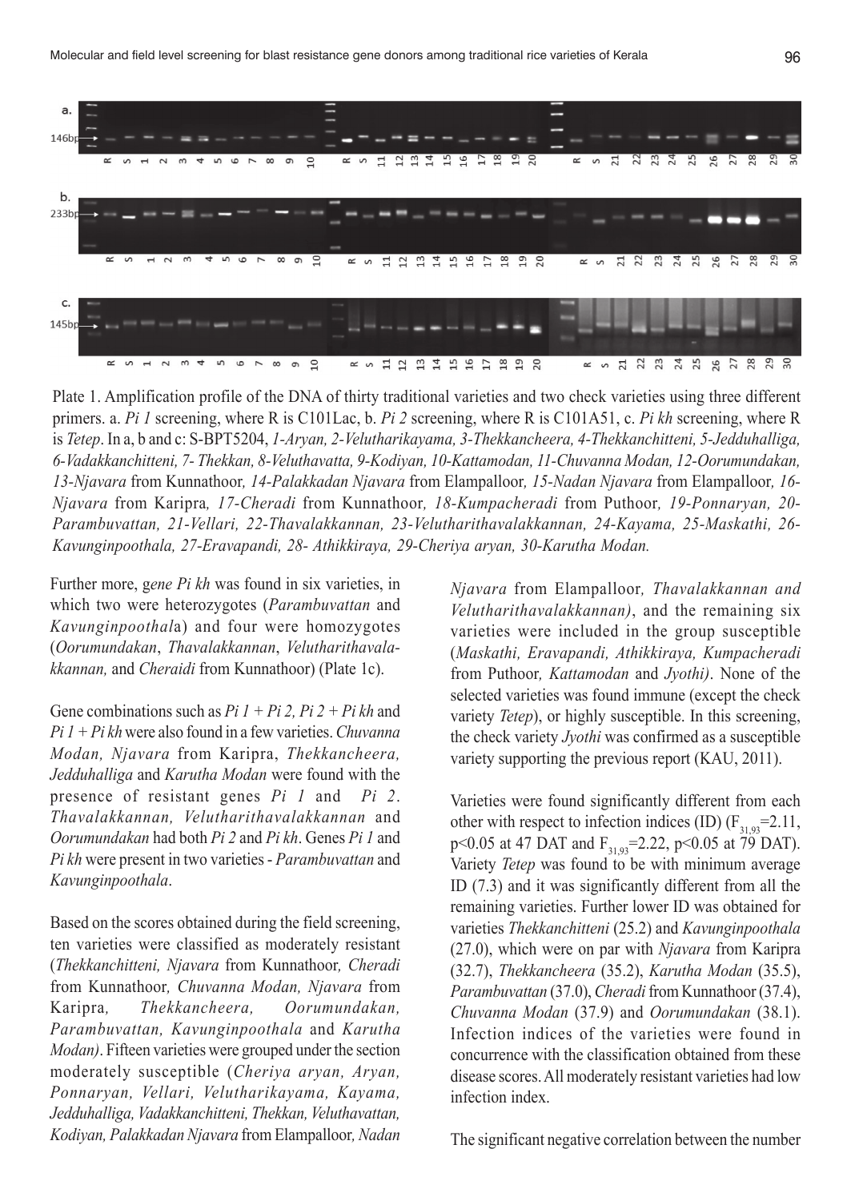Plate 1. Amplification profile of the DNA of thirty traditional varieties and two check varieties using three different primers. a. *Pi 1* screening, where R is C101Lac, b. *Pi 2* screening, where R is C101A51, c. *Pi kh* screening, where R is *Tetep*. In a, b and c: S-BPT5204, *1-Aryan, 2-Velutharikayama, 3-Thekkancheera, 4-Thekkanchitteni, 5-Jedduhalliga, 6-Vadakkanchitteni, 7- Thekkan, 8-Veluthavatta, 9-Kodiyan, 10-Kattamodan, 11-Chuvanna Modan, 12-Oorumundakan, 13-Njavara* from Kunnathoor*, 14-Palakkadan Njavara* from Elampalloor*, 15-Nadan Njavara* from Elampalloor*, 16-Njavara* from Karipra*, 17-Cheradi* from Kunnathoor*, 18-Kumpacheradi* from Puthoor*, 19-Ponnaryan, 20-Parambuvattan, 21-Vellari, 22-Thavalakkannan, 23-Veluthari­thavalakkannan, 24-Kayama, 25-Maskathi, 26-Kavunginpoothala, 27-Eravapandi, 28- Athikkiraya, 29-Cheriya aryan, 30-Karutha Modan.*

Further more, g*ene Pi kh* was found in six varieties, in which two were heterozygotes (*Parambuvattan* and *Kavunginpoothal*a) and four were homozygotes (*Oorumundakan*, *Thavalakkannan*, *Velutharithavalakkannan,* and *Cheraidi* from Kunnathoor) (Plate 1c).

Gene combinations such as *Pi 1 + Pi 2, Pi 2 + Pi kh* and *Pi 1 + Pi kh* were also found in a few varieties. *Chuvanna Modan, Njavara* from Karipra, *Thekkancheera, Jedduhalliga* and *Karutha Modan* were found with the presence of resistant genes *Pi 1* and *Pi 2*. *Thavalakkannan, Velutharithavalakkannan* and *Oorumundakan* had both *Pi 2* and *Pi kh*. Genes *Pi 1* and *Pi kh* were present in two varieties - *Parambuvattan* and *Kavunginpoothala*.

Based on the scores obtained during the field screening, ten varieties were classified as moderately resistant (*Thekkanchitteni, Njavara* from Kunnathoor*, Cheradi* from Kunnathoor*, Chuvanna Modan, Njavara* from Karipra*, Thekkancheera, Oorumundakan, Parambuvattan, Kavunginpoothala* and *Karutha Modan)*. Fifteen varieties were grouped under the section moderately susceptible (*Cheriya aryan, Aryan, Ponnaryan, Vellari, Velutharikayama, Kayama, Jedduhalliga, Vadakkanchitteni, Thekkan, Veluthavattan, Kodiyan, Palakkadan Njavara* from Elampalloor*, Nadan Njavara* from Elampalloor*, Thavalakkannan and Velutharithavalakkannan)*, and the remaining six varieties were included in the group susceptible (*Maskathi, Eravapandi, Athikkiraya, Kumpacheradi* from Puthoor*, Kattamodan* and *Jyothi)*. None of the selected varieties was found immune (except the check variety *Tetep*), or highly susceptible. In this screening, the check variety *Jyothi* was confirmed as a susceptible variety supporting the previous report (KAU, 2011).

Varieties were found significantly different from each other with respect to infection indices (ID) ($F_{31,93}$=2.11, $p<0.05$ at 47 DAT and $F_{31,93}$=2.22, $p<0.05$ at 79 DAT). Variety *Tetep* was found to be with minimum average ID (7.3) and it was significantly different from all the remaining varieties. Further lower ID was obtained for varieties *Thekkanchitteni* (25.2) and *Kavunginpoothala* (27.0), which were on par with *Njavara* from Karipra (32.7), *Thekkancheera* (35.2), *Karutha Modan* (35.5), *Parambuvattan* (37.0), *Cheradi* from Kunnathoor (37.4), *Chuvanna Modan* (37.9) and *Oorumundakan* (38.1). Infection indices of the varieties were found in concurrence with the classification obtained from these disease scores. All moderately resistant varieties had low infection index.

The significant negative correlation between the number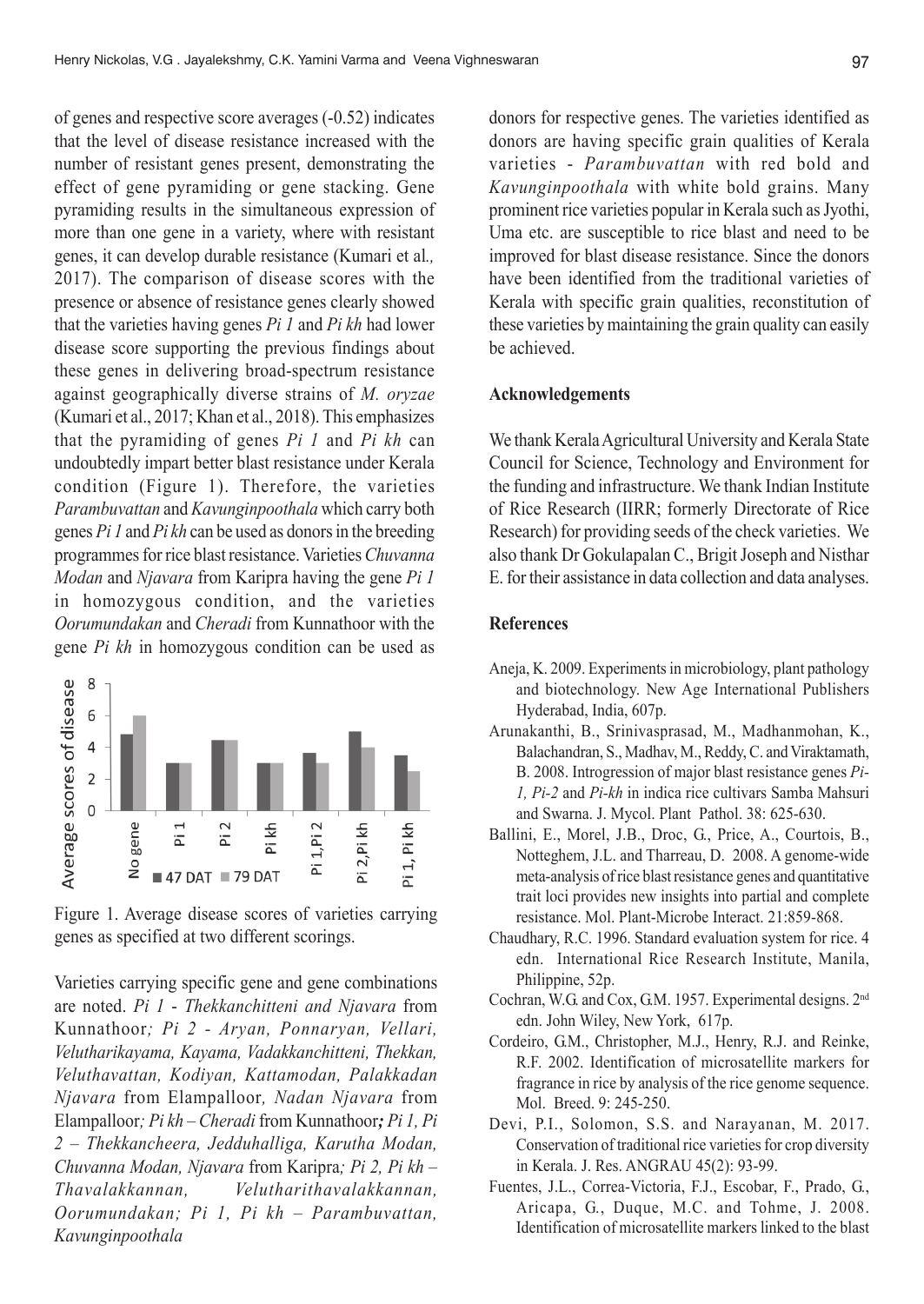of genes and respective score averages (-0.52) indicates that the level of disease resistance increased with the number of resistant genes present, demonstrating the effect of gene pyramiding or gene stacking. Gene pyramiding results in the simultaneous expression of more than one gene in a variety, where with resistant genes, it can develop durable resistance (Kumari et al*.,* 2017). The comparison of disease scores with the presence or absence of resistance genes clearly showed that the varieties having genes *Pi 1* and *Pi kh* had lower disease score supporting the previous findings about these genes in delivering broad-spectrum resistance against geographically diverse strains of *M. oryzae* (Kumari et al., 2017; Khan et al., 2018). This emphasizes that the pyramiding of genes *Pi 1* and *Pi kh* can undoubtedly impart better blast resistance under Kerala condition (Figure 1). Therefore, the varieties *Parambuvattan* and *Kavunginpoothala* which carry both genes *Pi 1* and *Pi kh* can be used as donors in the breeding programmes for rice blast resistance. Varieties *Chuvanna Modan* and *Njavara* from Karipra having the gene *Pi 1* in homozygous condition, and the varieties *Oorumundakan* and *Cheradi* from Kunnathoor with the gene *Pi kh* in homozygous condition can be used as donors for respective genes. The varieties identified as donors are having specific grain qualities of Kerala varieties - *Parambuvattan* with red bold and *Kavunginpoothala* with white bold grains. Many prominent rice varieties popular in Kerala such as Jyothi, Uma etc. are susceptible to rice blast and need to be improved for blast disease resistance. Since the donors have been identified from the traditional varieties of Kerala with specific grain qualities, reconstitution of these varieties by maintaining the grain quality can easily be achieved.

Figure 1. Average disease scores of varieties carrying genes as specified at two different scorings.

Varieties carrying specific gene and gene combinations are noted. *Pi 1 - Thekkanchitteni and Njavara* from Kunnathoor*; Pi 2 - Aryan, Ponnaryan, Vellari, Velutharikayama, Kayama, Vadakkanchitteni, Thekkan, Veluthavattan, Kodiyan, Kattamodan, Palakkadan Njavara* from Elampalloor*, Nadan Njavara* from Elampalloor*; Pi kh – Cheradi* from Kunnathoor***;*** *Pi 1, Pi 2 – Thekkancheera, Jedduhalliga, Karutha Modan, Chuvanna Modan, Njavara* from Karipra*; Pi 2, Pi kh – Thavalakkannan, Velutharithavalakkannan, Oorumundakan; Pi 1, Pi kh – Parambuvattan, Kavunginpoothala*

## Acknowledgements

We thank Kerala Agricultural University and Kerala State Council for Science, Technology and Environment for the funding and infrastructure. We thank Indian Institute of Rice Research (IIRR; formerly Directorate of Rice Research) for providing seeds of the check varieties. We also thank Dr Gokulapalan C., Brigit Joseph and Nisthar E. for their assistance in data collection and data analyses.

## References

Aneja, K. 2009. Experiments in microbiology, plant pathology and biotechnology. New Age International Publishers Hyderabad, India, 607p.

Arunakanthi, B., Srinivasprasad, M., Madhanmohan, K., Balachandran, S., Madhav, M., Reddy, C. and Viraktamath, B. 2008. Introgression of major blast resistance genes *Pi-1, Pi-2* and *Pi-kh* in indica rice cultivars Samba Mahsuri and Swarna. J. Mycol. Plant Pathol. 38: 625-630.

Ballini, E., Morel, J.B., Droc, G., Price, A., Courtois, B., Notteghem, J.L. and Tharreau, D. 2008. A genome-wide meta-analysis of rice blast resistance genes and quantitative trait loci provides new insights into partial and complete resistance. Mol. Plant-Microbe Interact. 21:859-868.

Chaudhary, R.C. 1996. Standard evaluation system for rice. 4 edn. International Rice Research Institute, Manila, Philippine, 52p.

Cochran, W.G. and Cox, G.M. 1957. Experimental designs. 2nd edn. John Wiley, New York, 617p.

Cordeiro, G.M., Christopher, M.J., Henry, R.J. and Reinke, R.F. 2002. Identification of microsatellite markers for fragrance in rice by analysis of the rice genome sequence. Mol. Breed. 9: 245-250.

Devi, P.I., Solomon, S.S. and Narayanan, M. 2017. Conservation of traditional rice varieties for crop diversity in Kerala. J. Res. ANGRAU 45(2): 93-99.

Fuentes, J.L., Correa-Victoria, F.J., Escobar, F., Prado, G., Aricapa, G., Duque, M.C. and Tohme, J. 2008. Identification of microsatellite markers linked to the blast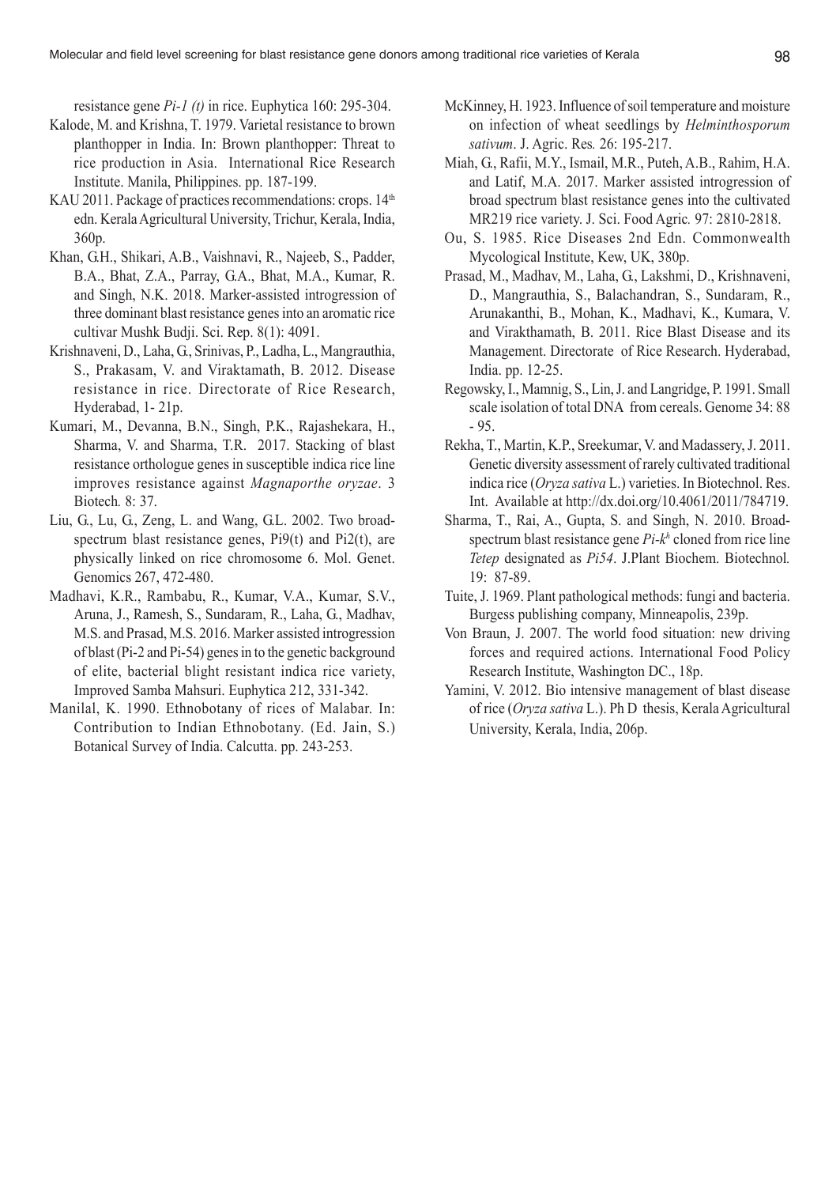resistance gene *Pi-1 (t)* in rice. Euphytica 160: 295-304.

Kalode, M. and Krishna, T. 1979. Varietal resistance to brown planthopper in India. In: Brown planthopper: Threat to rice production in Asia. International Rice Research Institute. Manila, Philippines. pp. 187-199.

KAU 2011. Package of practices recommendations: crops. $14^{th}$ edn. Kerala Agricultural University, Trichur, Kerala, India, 360p.

Khan, G.H., Shikari, A.B., Vaishnavi, R., Najeeb, S., Padder, B.A., Bhat, Z.A., Parray, G.A., Bhat, M.A., Kumar, R. and Singh, N.K. 2018. Marker-assisted introgression of three dominant blast resistance genes into an aromatic rice cultivar Mushk Budji. Sci. Rep. 8(1): 4091.

Krishnaveni, D., Laha, G., Srinivas, P., Ladha, L., Mangrauthia, S., Prakasam, V. and Viraktamath, B. 2012. Disease resistance in rice. Directorate of Rice Research, Hyderabad, 1- 21p.

Kumari, M., Devanna, B.N., Singh, P.K., Rajashekara, H., Sharma, V. and Sharma, T.R. 2017. Stacking of blast resistance orthologue genes in susceptible indica rice line improves resistance against *Magnaporthe oryzae*. 3 Biotech. 8: 37.

Liu, G., Lu, G., Zeng, L. and Wang, G.L. 2002. Two broad-spectrum blast resistance genes, Pi9(t) and Pi2(t), are physically linked on rice chromosome 6. Mol. Genet. Genomics 267, 472-480.

Madhavi, K.R., Rambabu, R., Kumar, V.A., Kumar, S.V., Aruna, J., Ramesh, S., Sundaram, R., Laha, G., Madhav, M.S. and Prasad, M.S. 2016. Marker assisted introgression of blast (Pi-2 and Pi-54) genes in to the genetic background of elite, bacterial blight resistant indica rice variety, Improved Samba Mahsuri. Euphytica 212, 331-342.

Manilal, K. 1990. Ethnobotany of rices of Malabar. In: Contribution to Indian Ethnobotany. (Ed. Jain, S.) Botanical Survey of India. Calcutta. pp. 243-253.

McKinney, H. 1923. Influence of soil temperature and moisture on infection of wheat seedlings by *Helminthosporum sativum*. J. Agric. Res. 26: 195-217.

Miah, G., Rafii, M.Y., Ismail, M.R., Puteh, A.B., Rahim, H.A. and Latif, M.A. 2017. Marker assisted introgression of broad spectrum blast resistance genes into the cultivated MR219 rice variety. J. Sci. Food Agric. 97: 2810-2818.

Ou, S. 1985. Rice Diseases 2nd Edn. Commonwealth Mycological Institute, Kew, UK, 380p.

Prasad, M., Madhav, M., Laha, G., Lakshmi, D., Krishnaveni, D., Mangrauthia, S., Balachandran, S., Sundaram, R., Arunakanthi, B., Mohan, K., Madhavi, K., Kumara, V. and Virakthamath, B. 2011. Rice Blast Disease and its Management. Directorate of Rice Research. Hyderabad, India. pp. 12-25.

Regowsky, I., Mamnig, S., Lin, J. and Langridge, P. 1991. Small scale isolation of total DNA from cereals. Genome 34: 88 - 95.

Rekha, T., Martin, K.P., Sreekumar, V. and Madassery, J. 2011. Genetic diversity assessment of rarely cultivated traditional indica rice (*Oryza sativa* L.) varieties. In Biotechnol. Res. Int. Available at http://dx.doi.org/10.4061/2011/784719.

Sharma, T., Rai, A., Gupta, S. and Singh, N. 2010. Broad-spectrum blast resistance gene *Pi-*$k^h$ cloned from rice line *Tetep* designated as *Pi54*. J.Plant Biochem. Biotechnol. 19: 87-89.

Tuite, J. 1969. Plant pathological methods: fungi and bacteria. Burgess publishing company, Minneapolis, 239p.

Von Braun, J. 2007. The world food situation: new driving forces and required actions. International Food Policy Research Institute, Washington DC., 18p.

Yamini, V. 2012. Bio intensive management of blast disease of rice (*Oryza sativa* L.). Ph D thesis, Kerala Agricultural University, Kerala, India, 206p.